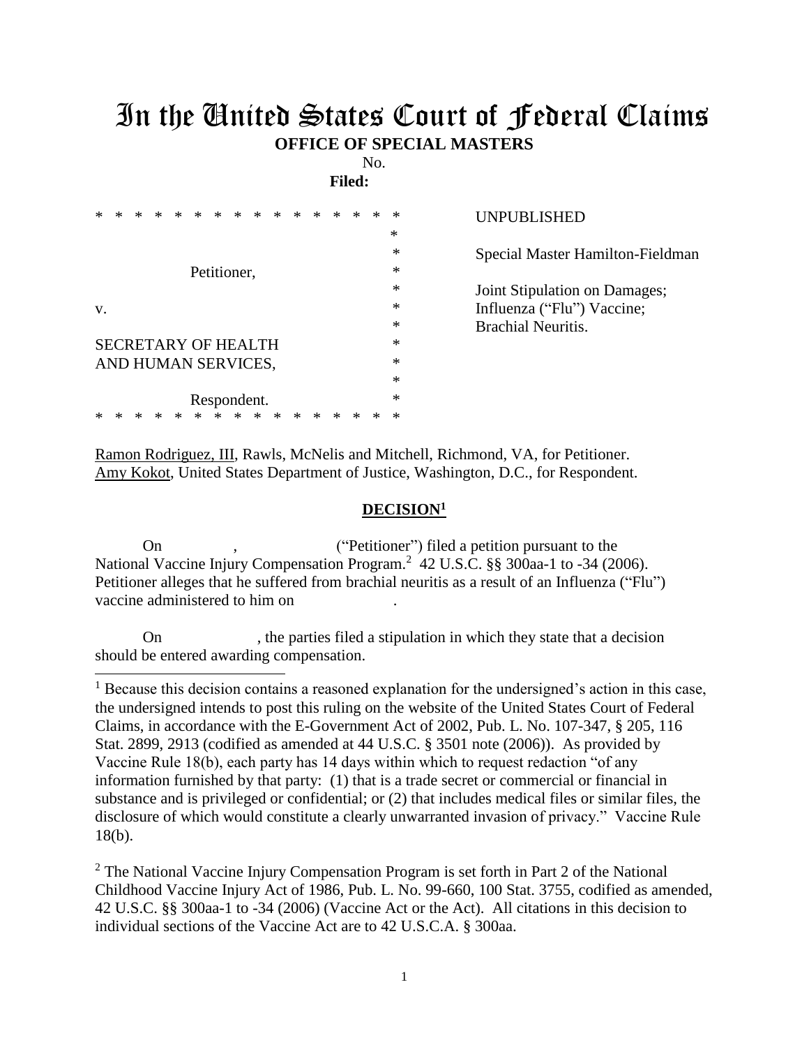# In the United States Court of Federal Claims

**OFFICE OF SPECIAL MASTERS**

No.

**Filed:**

| | |
|---|---|
| * * * * * * * * * * * * * * * * * * * | UNPUBLISHED |
| * | |
| * | Special Master Hamilton-Fieldman |
| Petitioner, * | |
| * | Joint Stipulation on Damages; |
| v. * | Influenza ("Flu") Vaccine; |
| * | Brachial Neuritis. |
| SECRETARY OF HEALTH * | |
| AND HUMAN SERVICES, * | |
| * | |
| Respondent. * | |
| * * * * * * * * * * * * * * * * * * * | |

Ramon Rodriguez, III, Rawls, McNelis and Mitchell, Richmond, VA, for Petitioner.
Amy Kokot, United States Department of Justice, Washington, D.C., for Respondent.

## DECISION[1]

On , ("Petitioner") filed a petition pursuant to the National Vaccine Injury Compensation Program.[2] 42 U.S.C. §§ 300aa-1 to -34 (2006). Petitioner alleges that he suffered from brachial neuritis as a result of an Influenza ("Flu") vaccine administered to him on .

On , the parties filed a stipulation in which they state that a decision should be entered awarding compensation.

---

[1] Because this decision contains a reasoned explanation for the undersigned's action in this case, the undersigned intends to post this ruling on the website of the United States Court of Federal Claims, in accordance with the E-Government Act of 2002, Pub. L. No. 107-347, § 205, 116 Stat. 2899, 2913 (codified as amended at 44 U.S.C. § 3501 note (2006)). As provided by Vaccine Rule 18(b), each party has 14 days within which to request redaction "of any information furnished by that party: (1) that is a trade secret or commercial or financial in substance and is privileged or confidential; or (2) that includes medical files or similar files, the disclosure of which would constitute a clearly unwarranted invasion of privacy." Vaccine Rule 18(b).

[2] The National Vaccine Injury Compensation Program is set forth in Part 2 of the National Childhood Vaccine Injury Act of 1986, Pub. L. No. 99-660, 100 Stat. 3755, codified as amended, 42 U.S.C. §§ 300aa-1 to -34 (2006) (Vaccine Act or the Act). All citations in this decision to individual sections of the Vaccine Act are to 42 U.S.C.A. § 300aa.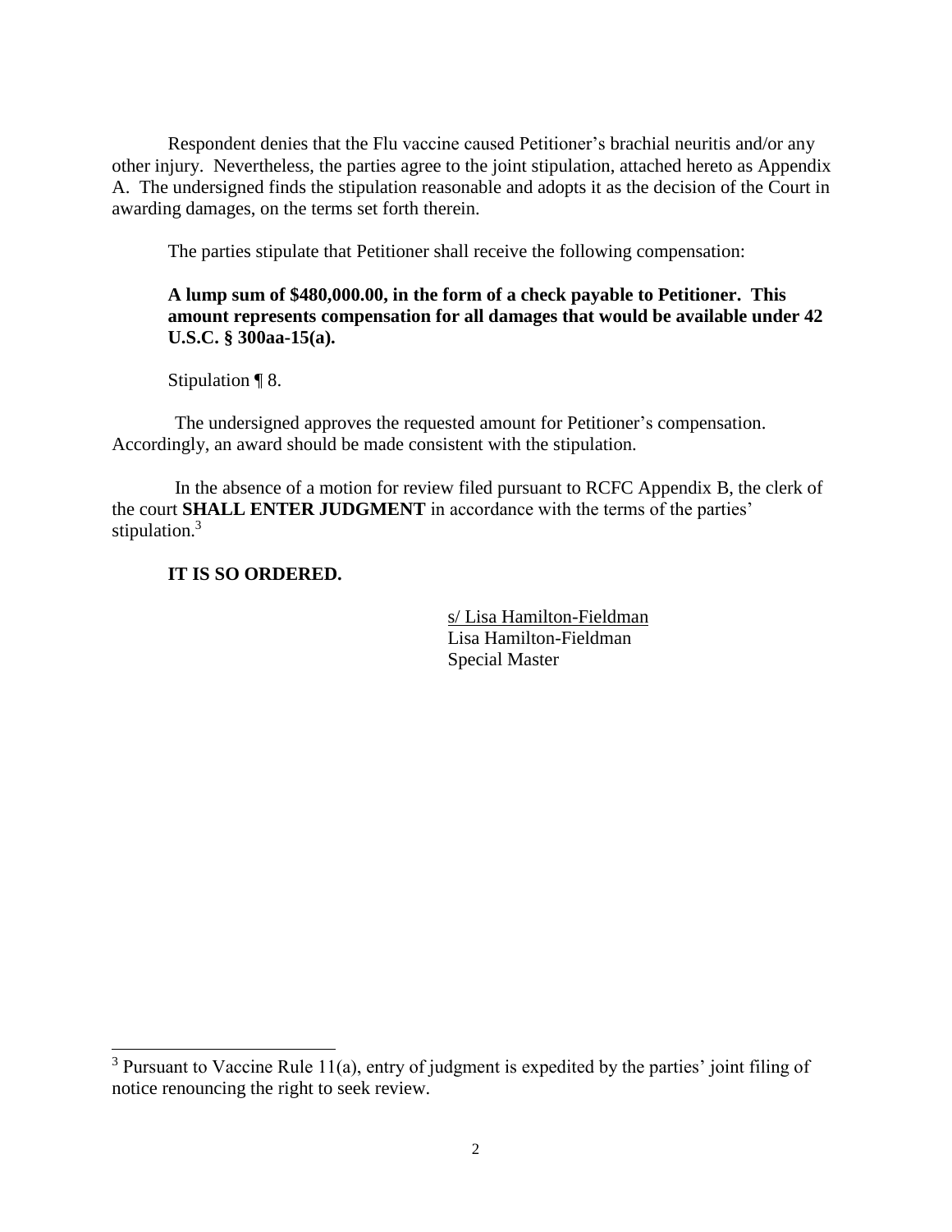Respondent denies that the Flu vaccine caused Petitioner's brachial neuritis and/or any other injury. Nevertheless, the parties agree to the joint stipulation, attached hereto as Appendix A. The undersigned finds the stipulation reasonable and adopts it as the decision of the Court in awarding damages, on the terms set forth therein.

The parties stipulate that Petitioner shall receive the following compensation:

> **A lump sum of $480,000.00, in the form of a check payable to Petitioner. This amount represents compensation for all damages that would be available under 42 U.S.C. § 300aa-15(a).**

Stipulation ¶ 8.

The undersigned approves the requested amount for Petitioner's compensation. Accordingly, an award should be made consistent with the stipulation.

In the absence of a motion for review filed pursuant to RCFC Appendix B, the clerk of the court **SHALL ENTER JUDGMENT** in accordance with the terms of the parties' stipulation.[3]

**IT IS SO ORDERED.**

s/ Lisa Hamilton-Fieldman
Lisa Hamilton-Fieldman
Special Master

---

[3] Pursuant to Vaccine Rule 11(a), entry of judgment is expedited by the parties' joint filing of notice renouncing the right to seek review.